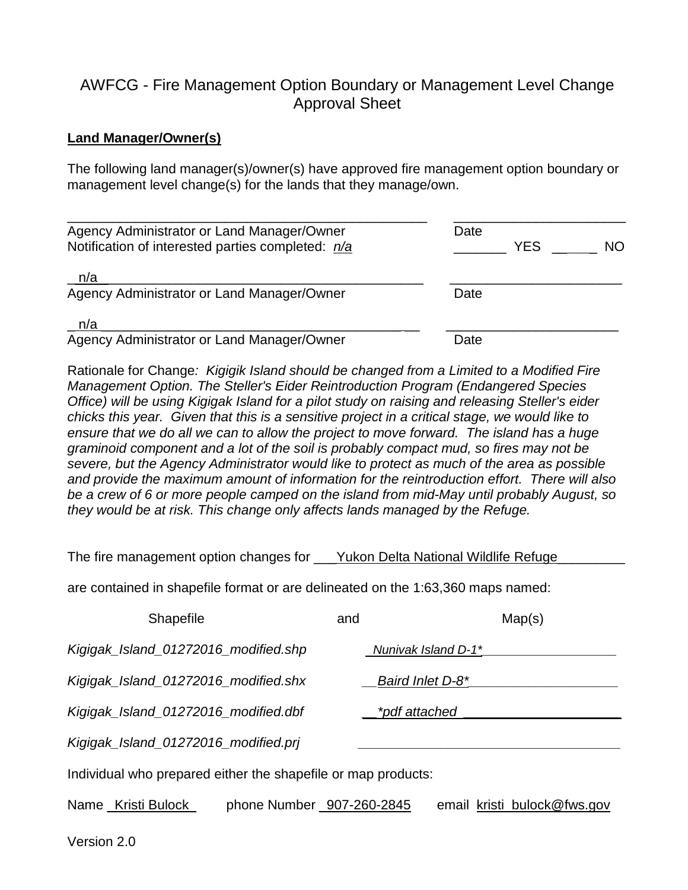# AWFCG - Fire Management Option Boundary or Management Level Change Approval Sheet

**Land Manager/Owner(s)**

The following land manager(s)/owner(s) have approved fire management option boundary or management level change(s) for the lands that they manage/own.

______________________________________________________ ________________________
Agency Administrator or Land Manager/Owner Date
Notification of interested parties completed: *n/a* _______ YES ______ NO

n/a ______________________________________________ ________________________
Agency Administrator or Land Manager/Owner Date

n/a ______________________________________________ ________________________
Agency Administrator or Land Manager/Owner Date

Rationale for Change*: Kigigik Island should be changed from a Limited to a Modified Fire Management Option. The Steller's Eider Reintroduction Program (Endangered Species Office) will be using Kigigak Island for a pilot study on raising and releasing Steller's eider chicks this year. Given that this is a sensitive project in a critical stage, we would like to ensure that we do all we can to allow the project to move forward. The island has a huge graminoid component and a lot of the soil is probably compact mud, so fires may not be severe, but the Agency Administrator would like to protect as much of the area as possible and provide the maximum amount of information for the reintroduction effort. There will also be a crew of 6 or more people camped on the island from mid-May until probably August, so they would be at risk. This change only affects lands managed by the Refuge.*

The fire management option changes for ___Yukon Delta National Wildlife Refuge_________

are contained in shapefile format or are delineated on the 1:63,360 maps named:

| Shapefile | and Map(s) |
|---|---|
| *Kigigak_Island_01272016_modified.shp* | *Nunivak Island D-1** |
| *Kigigak_Island_01272016_modified.shx* | *Baird Inlet D-8** |
| *Kigigak_Island_01272016_modified.dbf* | **pdf attached* |
| *Kigigak_Island_01272016_modified.prj* | |

Individual who prepared either the shapefile or map products:

Name Kristi Bulock phone Number 907-260-2845 email kristi_bulock@fws.gov

Version 2.0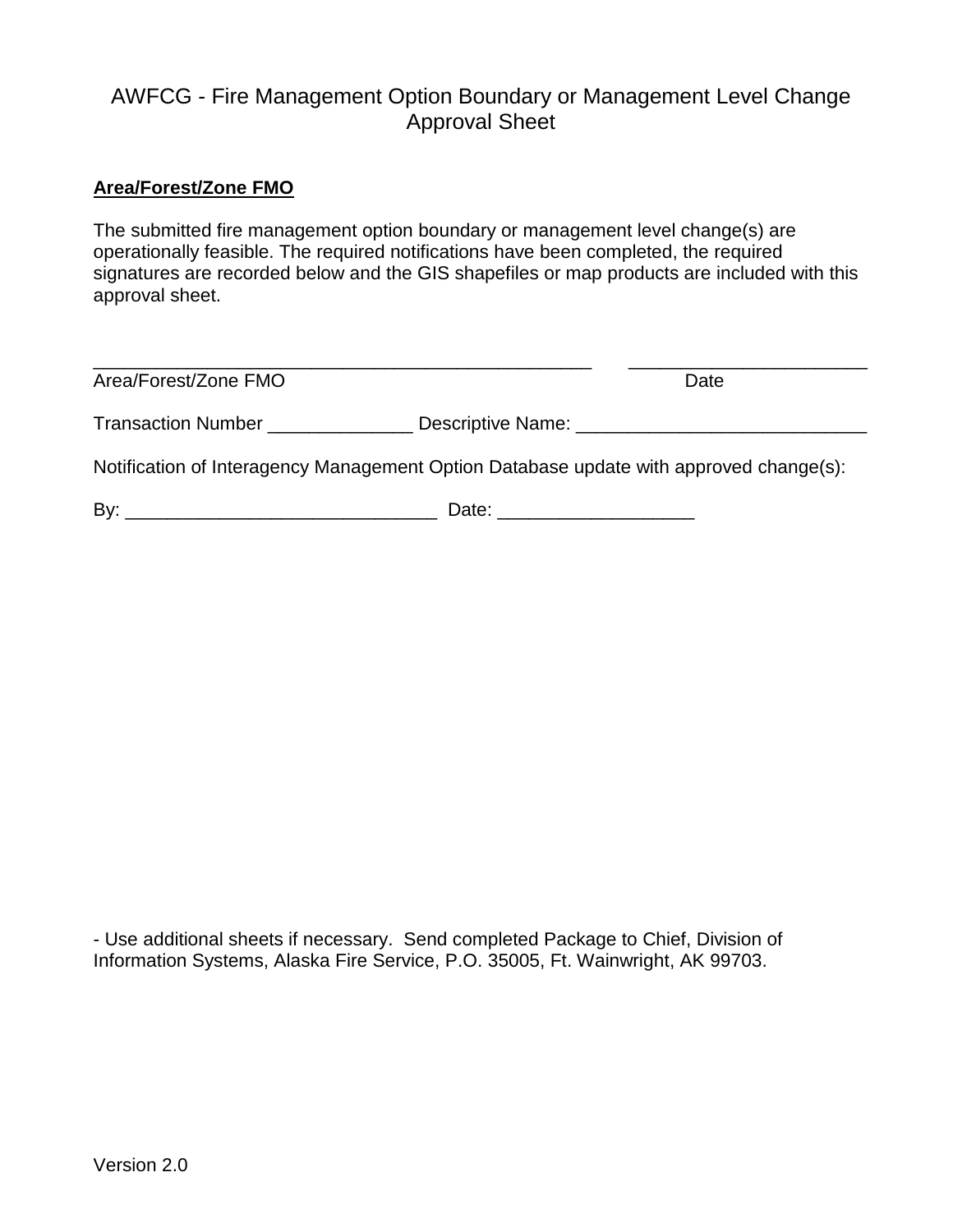# AWFCG - Fire Management Option Boundary or Management Level Change Approval Sheet

**Area/Forest/Zone FMO**

The submitted fire management option boundary or management level change(s) are operationally feasible. The required notifications have been completed, the required signatures are recorded below and the GIS shapefiles or map products are included with this approval sheet.

____________________________________________________ ________________________

Area/Forest/Zone FMO Date

Transaction Number ______________ Descriptive Name: ____________________________

Notification of Interagency Management Option Database update with approved change(s):

By: _______________________________ Date: ___________________

- Use additional sheets if necessary. Send completed Package to Chief, Division of Information Systems, Alaska Fire Service, P.O. 35005, Ft. Wainwright, AK 99703.

Version 2.0